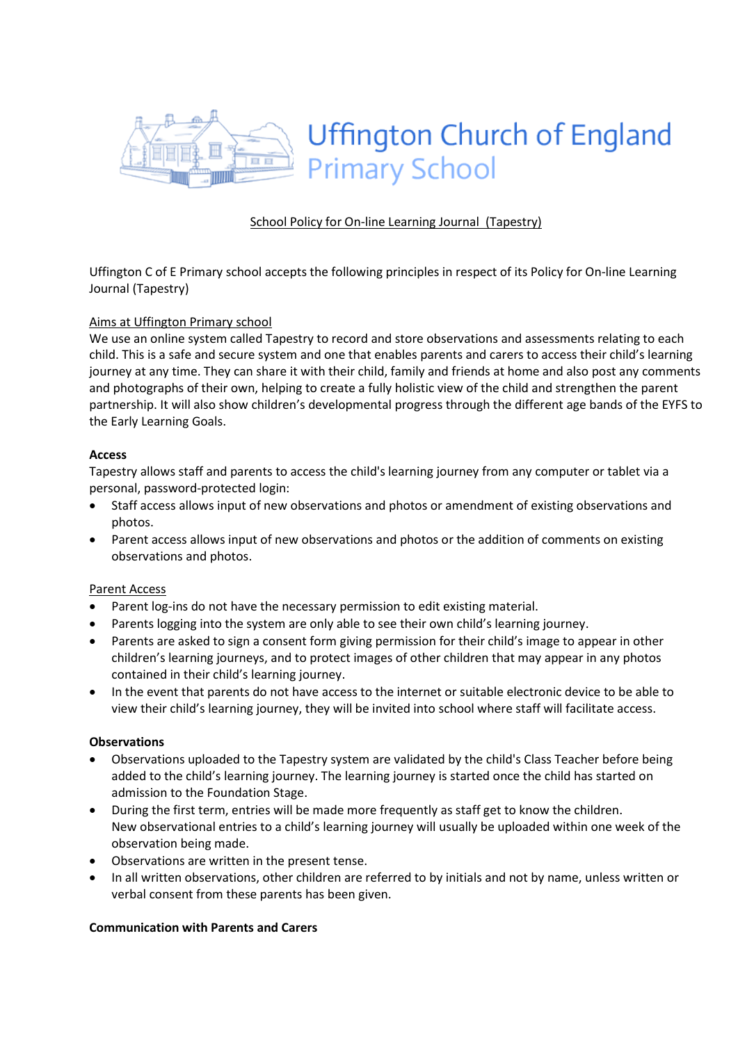# Uffington Church of England Primary School

School Policy for On-line Learning Journal (Tapestry)

Uffington C of E Primary school accepts the following principles in respect of its Policy for On-line Learning Journal (Tapestry)

Aims at Uffington Primary school

We use an online system called Tapestry to record and store observations and assessments relating to each child. This is a safe and secure system and one that enables parents and carers to access their child's learning journey at any time. They can share it with their child, family and friends at home and also post any comments and photographs of their own, helping to create a fully holistic view of the child and strengthen the parent partnership. It will also show children's developmental progress through the different age bands of the EYFS to the Early Learning Goals.

**Access**

Tapestry allows staff and parents to access the child's learning journey from any computer or tablet via a personal, password-protected login:

- Staff access allows input of new observations and photos or amendment of existing observations and photos.
- Parent access allows input of new observations and photos or the addition of comments on existing observations and photos.

Parent Access

- Parent log-ins do not have the necessary permission to edit existing material.
- Parents logging into the system are only able to see their own child's learning journey.
- Parents are asked to sign a consent form giving permission for their child's image to appear in other children's learning journeys, and to protect images of other children that may appear in any photos contained in their child's learning journey.
- In the event that parents do not have access to the internet or suitable electronic device to be able to view their child's learning journey, they will be invited into school where staff will facilitate access.

**Observations**

- Observations uploaded to the Tapestry system are validated by the child's Class Teacher before being added to the child's learning journey. The learning journey is started once the child has started on admission to the Foundation Stage.
- During the first term, entries will be made more frequently as staff get to know the children. New observational entries to a child's learning journey will usually be uploaded within one week of the observation being made.
- Observations are written in the present tense.
- In all written observations, other children are referred to by initials and not by name, unless written or verbal consent from these parents has been given.

**Communication with Parents and Carers**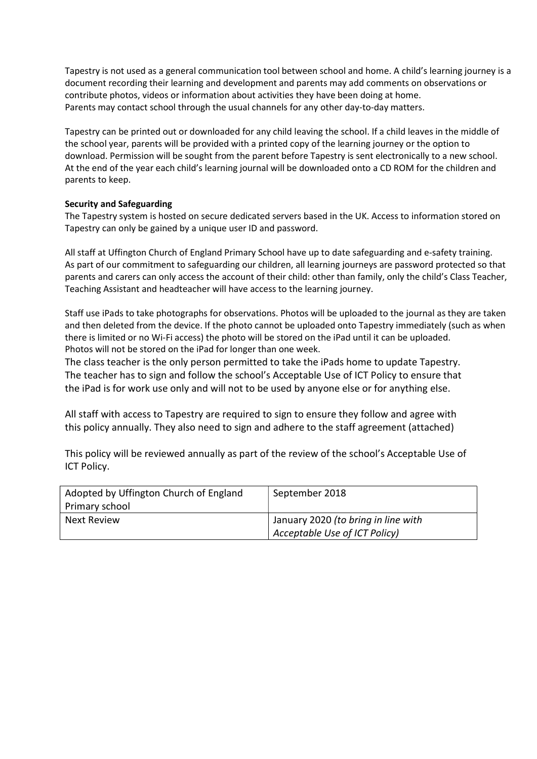Tapestry is not used as a general communication tool between school and home. A child's learning journey is a document recording their learning and development and parents may add comments on observations or contribute photos, videos or information about activities they have been doing at home.
Parents may contact school through the usual channels for any other day-to-day matters.

Tapestry can be printed out or downloaded for any child leaving the school. If a child leaves in the middle of the school year, parents will be provided with a printed copy of the learning journey or the option to download. Permission will be sought from the parent before Tapestry is sent electronically to a new school. At the end of the year each child's learning journal will be downloaded onto a CD ROM for the children and parents to keep.

**Security and Safeguarding**
The Tapestry system is hosted on secure dedicated servers based in the UK. Access to information stored on Tapestry can only be gained by a unique user ID and password.

All staff at Uffington Church of England Primary School have up to date safeguarding and e-safety training. As part of our commitment to safeguarding our children, all learning journeys are password protected so that parents and carers can only access the account of their child: other than family, only the child's Class Teacher, Teaching Assistant and headteacher will have access to the learning journey.

Staff use iPads to take photographs for observations. Photos will be uploaded to the journal as they are taken and then deleted from the device. If the photo cannot be uploaded onto Tapestry immediately (such as when there is limited or no Wi-Fi access) the photo will be stored on the iPad until it can be uploaded.
Photos will not be stored on the iPad for longer than one week.
The class teacher is the only person permitted to take the iPads home to update Tapestry. The teacher has to sign and follow the school's Acceptable Use of ICT Policy to ensure that the iPad is for work use only and will not to be used by anyone else or for anything else.

All staff with access to Tapestry are required to sign to ensure they follow and agree with this policy annually. They also need to sign and adhere to the staff agreement (attached)

This policy will be reviewed annually as part of the review of the school's Acceptable Use of ICT Policy.

| | |
|---|---|
| Adopted by Uffington Church of England Primary school | September 2018 |
| Next Review | January 2020 *(to bring in line with Acceptable Use of ICT Policy)* |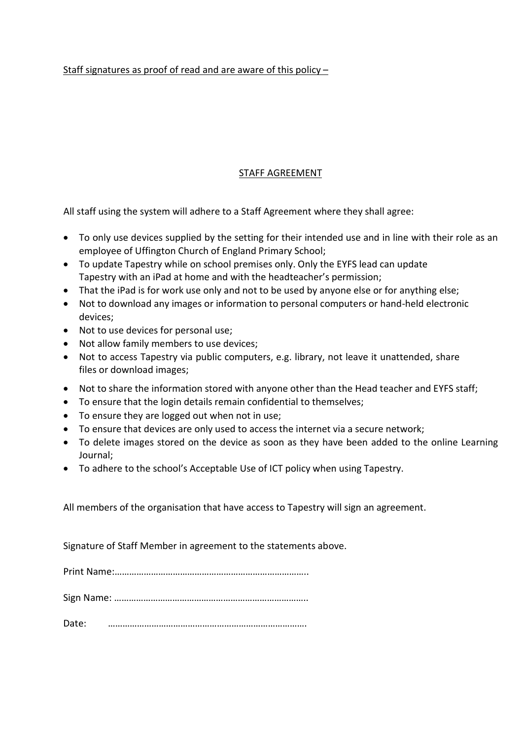Staff signatures as proof of read and are aware of this policy –

## STAFF AGREEMENT

All staff using the system will adhere to a Staff Agreement where they shall agree:

- To only use devices supplied by the setting for their intended use and in line with their role as an employee of Uffington Church of England Primary School;
- To update Tapestry while on school premises only. Only the EYFS lead can update Tapestry with an iPad at home and with the headteacher's permission;
- That the iPad is for work use only and not to be used by anyone else or for anything else;
- Not to download any images or information to personal computers or hand-held electronic devices;
- Not to use devices for personal use;
- Not allow family members to use devices;
- Not to access Tapestry via public computers, e.g. library, not leave it unattended, share files or download images;
- Not to share the information stored with anyone other than the Head teacher and EYFS staff;
- To ensure that the login details remain confidential to themselves;
- To ensure they are logged out when not in use;
- To ensure that devices are only used to access the internet via a secure network;
- To delete images stored on the device as soon as they have been added to the online Learning Journal;
- To adhere to the school's Acceptable Use of ICT policy when using Tapestry.

All members of the organisation that have access to Tapestry will sign an agreement.

Signature of Staff Member in agreement to the statements above.

Print Name:……………………………………………………………………..

Sign Name: ……………………………………………………………………..

Date: ……………………………………………………………………….